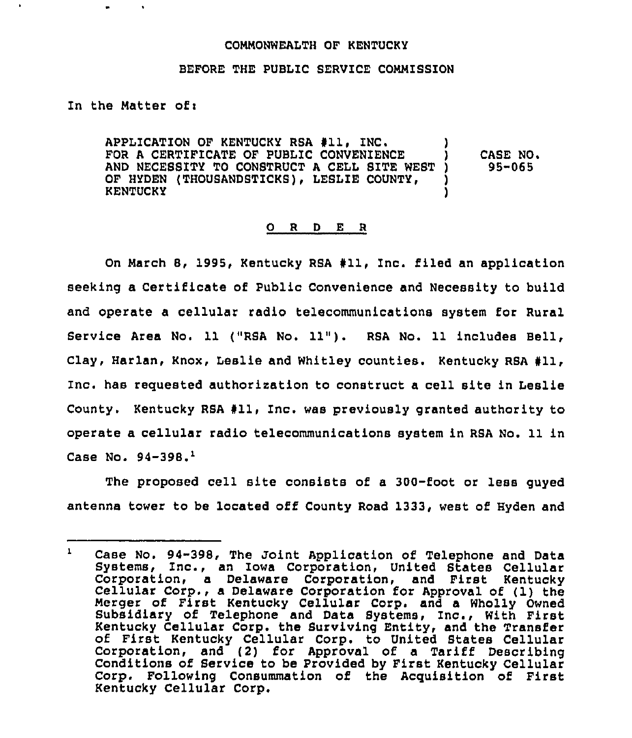COMMONWEALTH OF KENTUCKY

BEFORE THE PUBLIC SERVICE COMMISSION

In the Matter of:

| | | |
|---|---|---|
| APPLICATION OF KENTUCKY RSA #11, INC. FOR A CERTIFICATE OF PUBLIC CONVENIENCE AND NECESSITY TO CONSTRUCT A CELL SITE WEST OF HYDEN (THOUSANDSTICKS), LESLIE COUNTY, KENTUCKY | ) ) ) ) ) | CASE NO. 95-065 |

## O R D E R

On March 8, 1995, Kentucky RSA #11, Inc. filed an application seeking a Certificate of Public Convenience and Necessity to build and operate a cellular radio telecommunications system for Rural Service Area No. 11 ("RSA No. 11"). RSA No. 11 includes Bell, Clay, Harlan, Knox, Leslie and Whitley counties. Kentucky RSA #11, Inc. has requested authorization to construct a cell site in Leslie County. Kentucky RSA #11, Inc. was previously granted authority to operate a cellular radio telecommunications system in RSA No. 11 in Case No. 94-398.[1]

The proposed cell site consists of a 300-foot or less guyed antenna tower to be located off County Road 1333, west of Hyden and

---

[1] Case No. 94-398, The Joint Application of Telephone and Data Systems, Inc., an Iowa Corporation, United States Cellular Corporation, a Delaware Corporation, and First Kentucky Cellular Corp., a Delaware Corporation for Approval of (1) the Merger of First Kentucky Cellular Corp. and a Wholly Owned Subsidiary of Telephone and Data Systems, Inc., With First Kentucky Cellular Corp. the Surviving Entity, and the Transfer of First Kentucky Cellular Corp. to United States Cellular Corporation, and (2) for Approval of a Tariff Describing Conditions of Service to be Provided by First Kentucky Cellular Corp. Following Consummation of the Acquisition of First Kentucky Cellular Corp.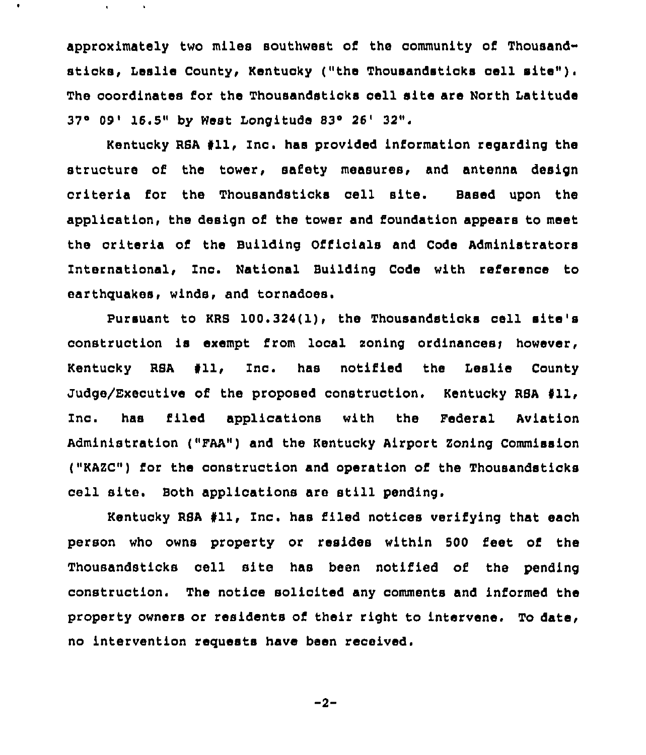approximately two miles southwest of the community of Thousandsticks, Leslie County, Kentucky ("the Thousandsticks cell site"). The coordinates for the Thousandsticks cell site are North Latitude 37° 09' 16.5" by West Longitude 83° 26' 32".

Kentucky RSA #11, Inc. has provided information regarding the structure of the tower, safety measures, and antenna design criteria for the Thousandsticks cell site. Based upon the application, the design of the tower and foundation appears to meet the criteria of the Building Officials and Code Administrators International, Inc. National Building Code with reference to earthquakes, winds, and tornadoes.

Pursuant to KRS 100.324(1), the Thousandsticks cell site's construction is exempt from local zoning ordinances; however, Kentucky RSA #11, Inc. has notified the Leslie County Judge/Executive of the proposed construction. Kentucky RSA #11, Inc. has filed applications with the Federal Aviation Administration ("FAA") and the Kentucky Airport Zoning Commission ("KAZC") for the construction and operation of the Thousandsticks cell site. Both applications are still pending.

Kentucky RSA #11, Inc. has filed notices verifying that each person who owns property or resides within 500 feet of the Thousandsticks cell site has been notified of the pending construction. The notice solicited any comments and informed the property owners or residents of their right to intervene. To date, no intervention requests have been received.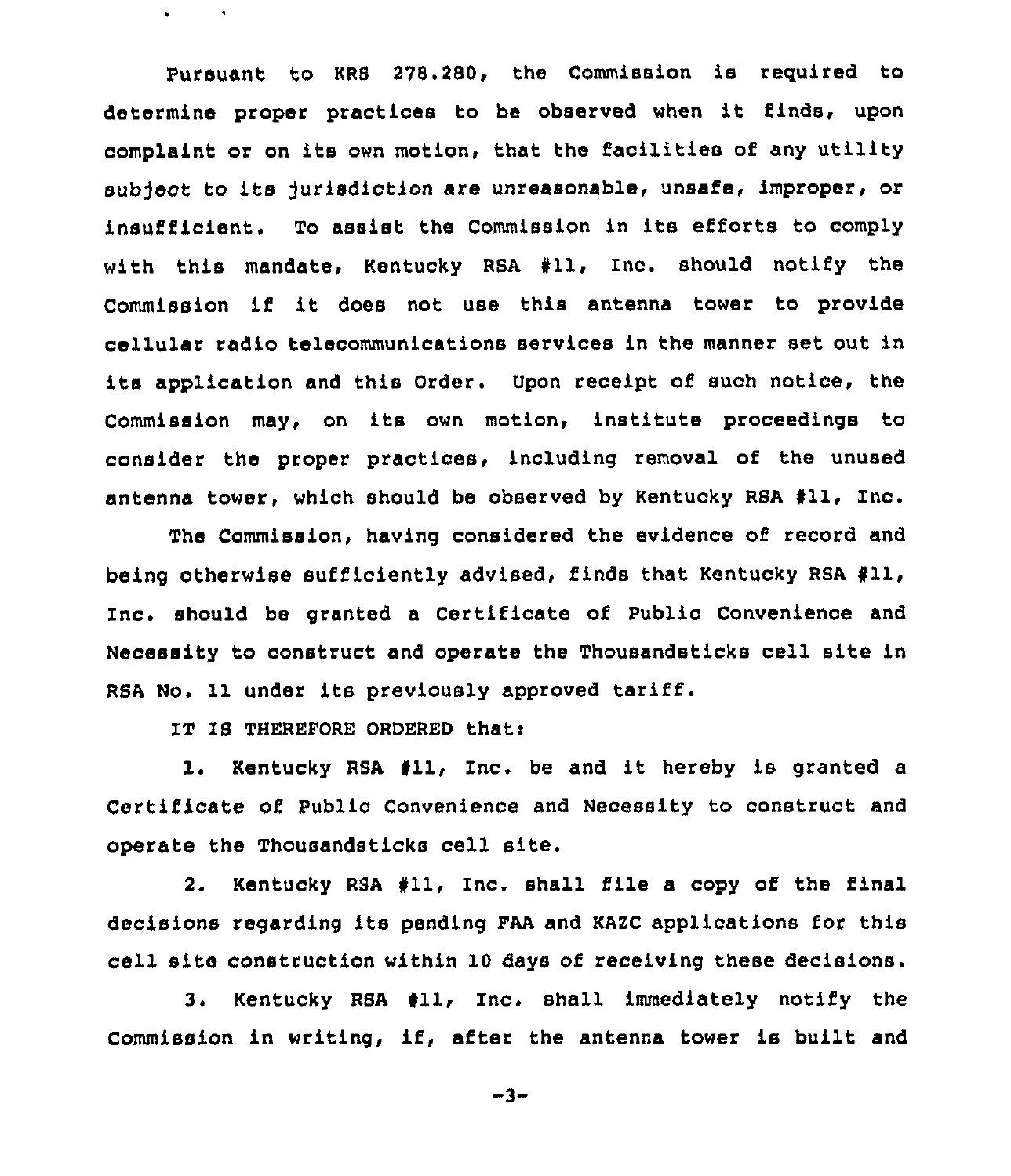Pursuant to KRS 278.280, the Commission is required to determine proper practices to be observed when it finds, upon complaint or on its own motion, that the facilities of any utility subject to its jurisdiction are unreasonable, unsafe, improper, or insufficient. To assist the Commission in its efforts to comply with this mandate, Kentucky RSA #11, Inc. should notify the Commission if it does not use this antenna tower to provide cellular radio telecommunications services in the manner set out in its application and this Order. Upon receipt of such notice, the Commission may, on its own motion, institute proceedings to consider the proper practices, including removal of the unused antenna tower, which should be observed by Kentucky RSA #11, Inc.

The Commission, having considered the evidence of record and being otherwise sufficiently advised, finds that Kentucky RSA #11, Inc. should be granted a Certificate of Public Convenience and Necessity to construct and operate the Thousandsticks cell site in RSA No. 11 under its previously approved tariff.

IT IS THEREFORE ORDERED that:

1. Kentucky RSA #11, Inc. be and it hereby is granted a Certificate of Public Convenience and Necessity to construct and operate the Thousandsticks cell site.

2. Kentucky RSA #11, Inc. shall file a copy of the final decisions regarding its pending FAA and KAZC applications for this cell site construction within 10 days of receiving these decisions.

3. Kentucky RSA #11, Inc. shall immediately notify the Commission in writing, if, after the antenna tower is built and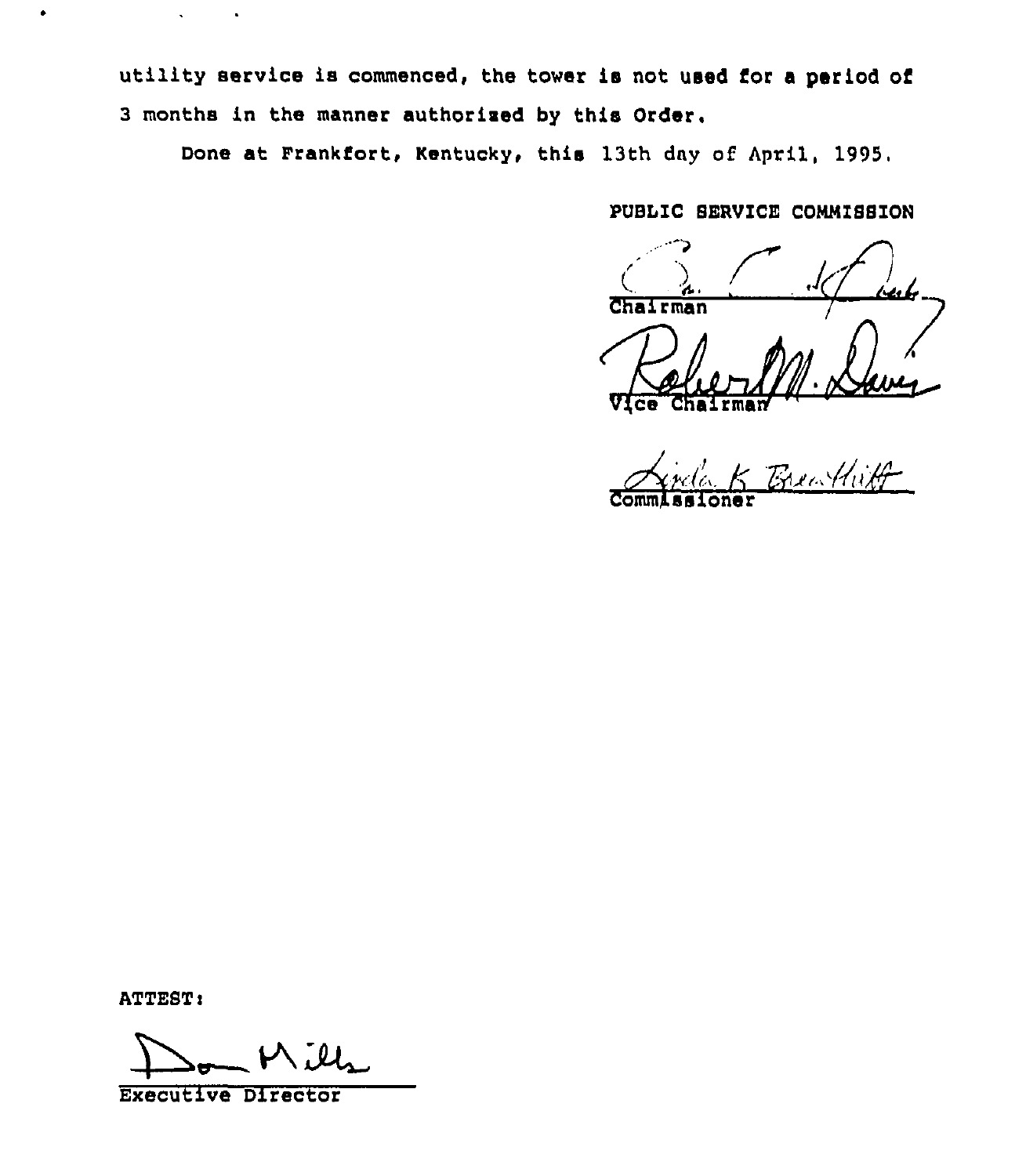utility service is commenced, the tower is not used for a period of 3 months in the manner authorized by this Order.

Done at Frankfort, Kentucky, this 13th day of April, 1995.

PUBLIC SERVICE COMMISSION

Chairman

Vice Chairman

Commissioner

ATTEST:

Executive Director